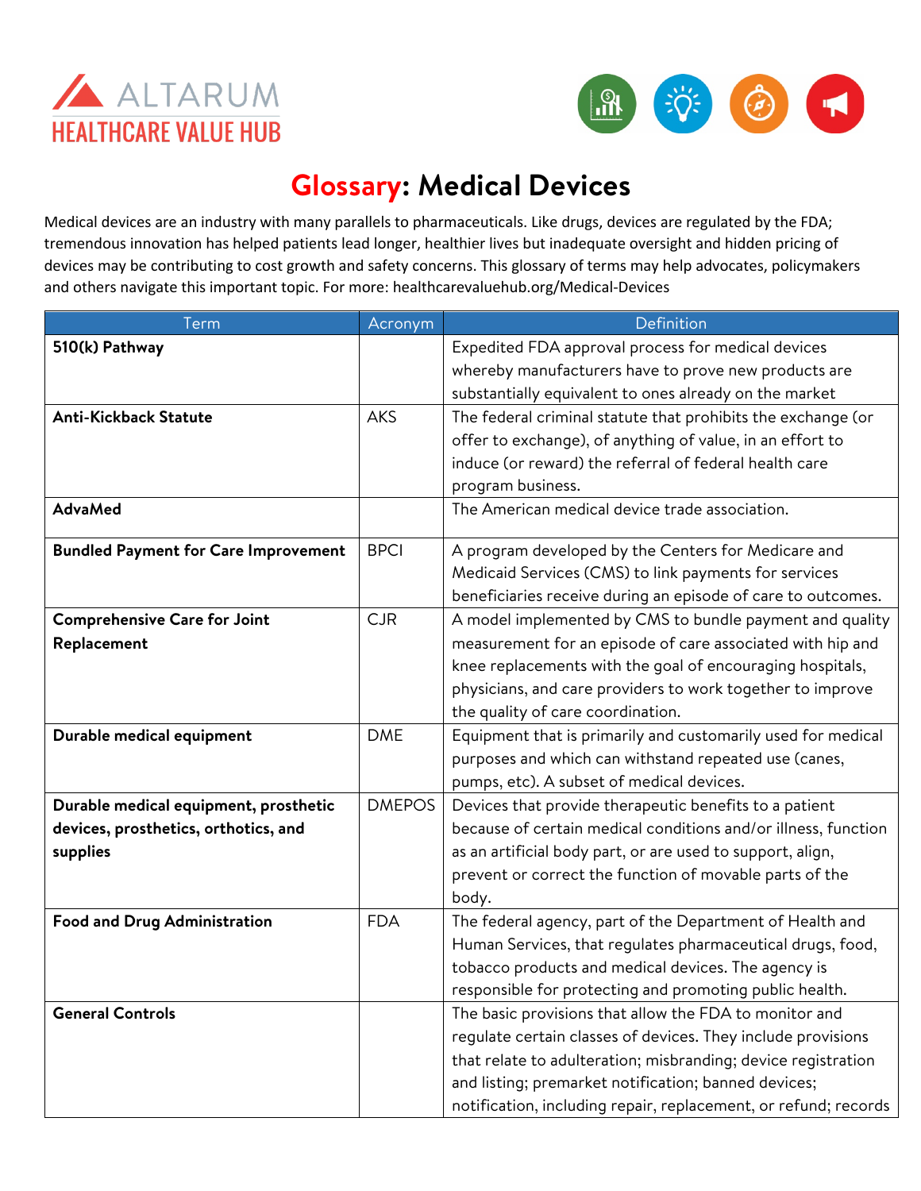ALTARUM HEALTHCARE VALUE HUB

# Glossary: Medical Devices

Medical devices are an industry with many parallels to pharmaceuticals. Like drugs, devices are regulated by the FDA; tremendous innovation has helped patients lead longer, healthier lives but inadequate oversight and hidden pricing of devices may be contributing to cost growth and safety concerns. This glossary of terms may help advocates, policymakers and others navigate this important topic. For more: healthcarevaluehub.org/Medical-Devices

| Term | Acronym | Definition |
|---|---|---|
| **510(k) Pathway** | | Expedited FDA approval process for medical devices whereby manufacturers have to prove new products are substantially equivalent to ones already on the market |
| **Anti-Kickback Statute** | AKS | The federal criminal statute that prohibits the exchange (or offer to exchange), of anything of value, in an effort to induce (or reward) the referral of federal health care program business. |
| **AdvaMed** | | The American medical device trade association. |
| **Bundled Payment for Care Improvement** | BPCI | A program developed by the Centers for Medicare and Medicaid Services (CMS) to link payments for services beneficiaries receive during an episode of care to outcomes. |
| **Comprehensive Care for Joint Replacement** | CJR | A model implemented by CMS to bundle payment and quality measurement for an episode of care associated with hip and knee replacements with the goal of encouraging hospitals, physicians, and care providers to work together to improve the quality of care coordination. |
| **Durable medical equipment** | DME | Equipment that is primarily and customarily used for medical purposes and which can withstand repeated use (canes, pumps, etc). A subset of medical devices. |
| **Durable medical equipment, prosthetic devices, prosthetics, orthotics, and supplies** | DMEPOS | Devices that provide therapeutic benefits to a patient because of certain medical conditions and/or illness, function as an artificial body part, or are used to support, align, prevent or correct the function of movable parts of the body. |
| **Food and Drug Administration** | FDA | The federal agency, part of the Department of Health and Human Services, that regulates pharmaceutical drugs, food, tobacco products and medical devices. The agency is responsible for protecting and promoting public health. |
| **General Controls** | | The basic provisions that allow the FDA to monitor and regulate certain classes of devices. They include provisions that relate to adulteration; misbranding; device registration and listing; premarket notification; banned devices; notification, including repair, replacement, or refund; records |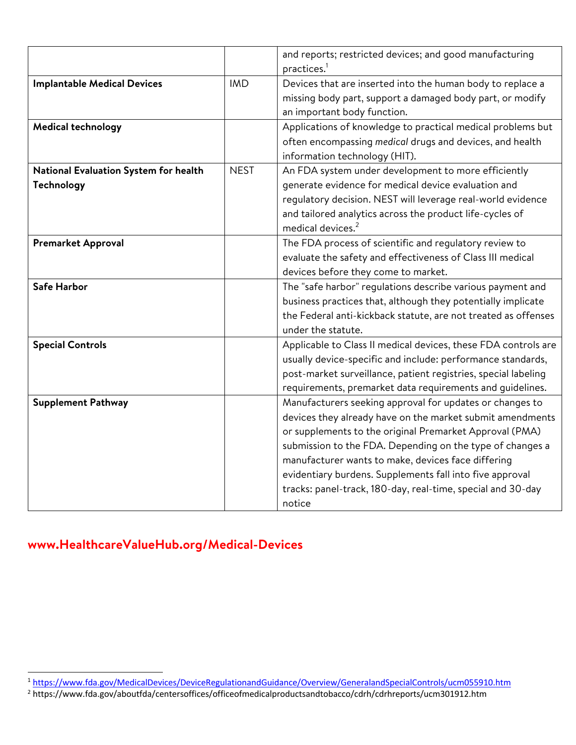| | | |
|---|---|---|
| | | and reports; restricted devices; and good manufacturing practices.[1] |
| **Implantable Medical Devices** | IMD | Devices that are inserted into the human body to replace a missing body part, support a damaged body part, or modify an important body function. |
| **Medical technology** | | Applications of knowledge to practical medical problems but often encompassing *medical* drugs and devices, and health information technology (HIT). |
| **National Evaluation System for health Technology** | NEST | An FDA system under development to more efficiently generate evidence for medical device evaluation and regulatory decision. NEST will leverage real-world evidence and tailored analytics across the product life-cycles of medical devices.[2] |
| **Premarket Approval** | | The FDA process of scientific and regulatory review to evaluate the safety and effectiveness of Class III medical devices before they come to market. |
| **Safe Harbor** | | The "safe harbor" regulations describe various payment and business practices that, although they potentially implicate the Federal anti-kickback statute, are not treated as offenses under the statute. |
| **Special Controls** | | Applicable to Class II medical devices, these FDA controls are usually device-specific and include: performance standards, post-market surveillance, patient registries, special labeling requirements, premarket data requirements and guidelines. |
| **Supplement Pathway** | | Manufacturers seeking approval for updates or changes to devices they already have on the market submit amendments or supplements to the original Premarket Approval (PMA) submission to the FDA. Depending on the type of changes a manufacturer wants to make, devices face differing evidentiary burdens. Supplements fall into five approval tracks: panel-track, 180-day, real-time, special and 30-day notice |

**www.HealthcareValueHub.org/Medical-Devices**

[1] https://www.fda.gov/MedicalDevices/DeviceRegulationandGuidance/Overview/GeneralandSpecialControls/ucm055910.htm

[2] https://www.fda.gov/aboutfda/centersoffices/officeofmedicalproductsandtobacco/cdrh/cdrhreports/ucm301912.htm